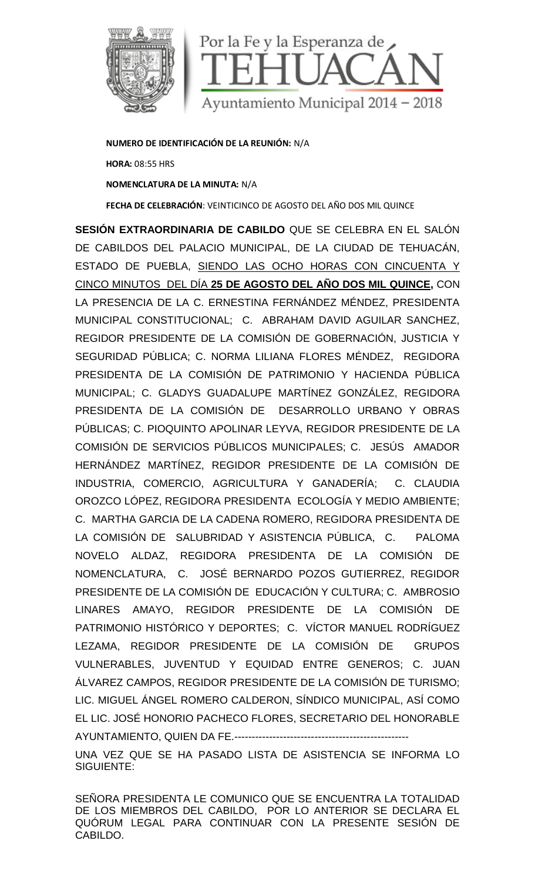Por la Fe y la Esperanza de

TEHUACÁN

Ayuntamiento Municipal 2014 – 2018

**NUMERO DE IDENTIFICACIÓN DE LA REUNIÓN:** N/A

**HORA:** 08:55 HRS

**NOMENCLATURA DE LA MINUTA:** N/A

**FECHA DE CELEBRACIÓN**: VEINTICINCO DE AGOSTO DEL AÑO DOS MIL QUINCE

**SESIÓN EXTRAORDINARIA DE CABILDO** QUE SE CELEBRA EN EL SALÓN DE CABILDOS DEL PALACIO MUNICIPAL, DE LA CIUDAD DE TEHUACÁN, ESTADO DE PUEBLA, SIENDO LAS OCHO HORAS CON CINCUENTA Y CINCO MINUTOS DEL DÍA **25 DE AGOSTO DEL AÑO DOS MIL QUINCE,** CON LA PRESENCIA DE LA C. ERNESTINA FERNÁNDEZ MÉNDEZ, PRESIDENTA MUNICIPAL CONSTITUCIONAL; C. ABRAHAM DAVID AGUILAR SANCHEZ, REGIDOR PRESIDENTE DE LA COMISIÓN DE GOBERNACIÓN, JUSTICIA Y SEGURIDAD PÚBLICA; C. NORMA LILIANA FLORES MÉNDEZ, REGIDORA PRESIDENTA DE LA COMISIÓN DE PATRIMONIO Y HACIENDA PÚBLICA MUNICIPAL; C. GLADYS GUADALUPE MARTÍNEZ GONZÁLEZ, REGIDORA PRESIDENTA DE LA COMISIÓN DE DESARROLLO URBANO Y OBRAS PÚBLICAS; C. PIOQUINTO APOLINAR LEYVA, REGIDOR PRESIDENTE DE LA COMISIÓN DE SERVICIOS PÚBLICOS MUNICIPALES; C. JESÚS AMADOR HERNÁNDEZ MARTÍNEZ, REGIDOR PRESIDENTE DE LA COMISIÓN DE INDUSTRIA, COMERCIO, AGRICULTURA Y GANADERÍA; C. CLAUDIA OROZCO LÓPEZ, REGIDORA PRESIDENTA ECOLOGÍA Y MEDIO AMBIENTE; C. MARTHA GARCIA DE LA CADENA ROMERO, REGIDORA PRESIDENTA DE LA COMISIÓN DE SALUBRIDAD Y ASISTENCIA PÚBLICA, C. PALOMA NOVELO ALDAZ, REGIDORA PRESIDENTA DE LA COMISIÓN DE NOMENCLATURA, C. JOSÉ BERNARDO POZOS GUTIERREZ, REGIDOR PRESIDENTE DE LA COMISIÓN DE EDUCACIÓN Y CULTURA; C. AMBROSIO LINARES AMAYO, REGIDOR PRESIDENTE DE LA COMISIÓN DE PATRIMONIO HISTÓRICO Y DEPORTES; C. VÍCTOR MANUEL RODRÍGUEZ LEZAMA, REGIDOR PRESIDENTE DE LA COMISIÓN DE GRUPOS VULNERABLES, JUVENTUD Y EQUIDAD ENTRE GENEROS; C. JUAN ÁLVAREZ CAMPOS, REGIDOR PRESIDENTE DE LA COMISIÓN DE TURISMO; LIC. MIGUEL ÁNGEL ROMERO CALDERON, SÍNDICO MUNICIPAL, ASÍ COMO EL LIC. JOSÉ HONORIO PACHECO FLORES, SECRETARIO DEL HONORABLE AYUNTAMIENTO, QUIEN DA FE.--------------------------------------------------

UNA VEZ QUE SE HA PASADO LISTA DE ASISTENCIA SE INFORMA LO SIGUIENTE:

SEÑORA PRESIDENTA LE COMUNICO QUE SE ENCUENTRA LA TOTALIDAD DE LOS MIEMBROS DEL CABILDO, POR LO ANTERIOR SE DECLARA EL QUÓRUM LEGAL PARA CONTINUAR CON LA PRESENTE SESIÓN DE CABILDO.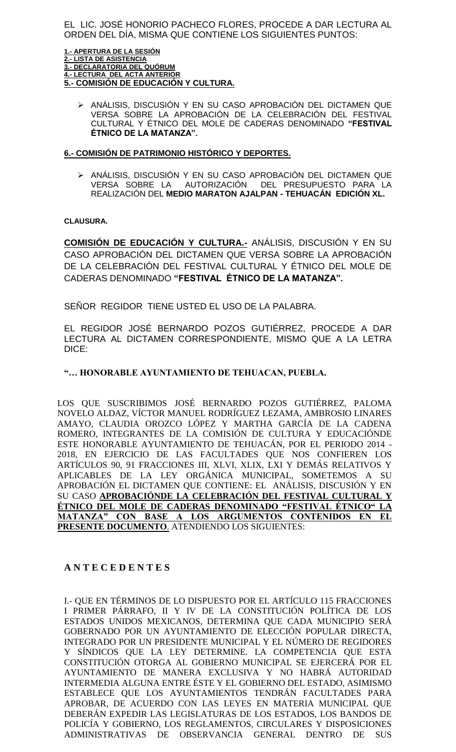EL LIC. JOSÉ HONORIO PACHECO FLORES, PROCEDE A DAR LECTURA AL ORDEN DEL DÍA, MISMA QUE CONTIENE LOS SIGUIENTES PUNTOS:

**1.- APERTURA DE LA SESIÓN**
**2.- LISTA DE ASISTENCIA**
**3.- DECLARATORIA DEL QUÓRUM**
**4.- LECTURA DEL ACTA ANTERIOR**
**5.- COMISIÓN DE EDUCACIÓN Y CULTURA.**

- ANÁLISIS, DISCUSIÓN Y EN SU CASO APROBACIÓN DEL DICTAMEN QUE VERSA SOBRE LA APROBACIÓN DE LA CELEBRACIÓN DEL FESTIVAL CULTURAL Y ÉTNICO DEL MOLE DE CADERAS DENOMINADO **"FESTIVAL ÉTNICO DE LA MATANZA".**

**6.- COMISIÓN DE PATRIMONIO HISTÓRICO Y DEPORTES.**

- ANÁLISIS, DISCUSIÓN Y EN SU CASO APROBACIÓN DEL DICTAMEN QUE VERSA SOBRE LA AUTORIZACIÓN DEL PRESUPUESTO PARA LA REALIZACIÓN DEL **MEDIO MARATON AJALPAN - TEHUACÁN EDICIÓN XL.**

**CLAUSURA.**

**COMISIÓN DE EDUCACIÓN Y CULTURA.-** ANÁLISIS, DISCUSIÓN Y EN SU CASO APROBACIÓN DEL DICTAMEN QUE VERSA SOBRE LA APROBACIÓN DE LA CELEBRACIÓN DEL FESTIVAL CULTURAL Y ÉTNICO DEL MOLE DE CADERAS DENOMINADO **"FESTIVAL ÉTNICO DE LA MATANZA".**

SEÑOR REGIDOR TIENE USTED EL USO DE LA PALABRA.

EL REGIDOR JOSÉ BERNARDO POZOS GUTIÉRREZ, PROCEDE A DAR LECTURA AL DICTAMEN CORRESPONDIENTE, MISMO QUE A LA LETRA DICE:

**"… HONORABLE AYUNTAMIENTO DE TEHUACAN, PUEBLA.**

LOS QUE SUSCRIBIMOS JOSÉ BERNARDO POZOS GUTIÉRREZ, PALOMA NOVELO ALDAZ, VÍCTOR MANUEL RODRÍGUEZ LEZAMA, AMBROSIO LINARES AMAYO, CLAUDIA OROZCO LÓPEZ Y MARTHA GARCÍA DE LA CADENA ROMERO, INTEGRANTES DE LA COMISIÓN DE CULTURA Y EDUCACIÓNDE ESTE HONORABLE AYUNTAMIENTO DE TEHUACÁN, POR EL PERIODO 2014 - 2018, EN EJERCICIO DE LAS FACULTADES QUE NOS CONFIEREN LOS ARTÍCULOS 90, 91 FRACCIONES III, XLVI, XLIX, LXI Y DEMÁS RELATIVOS Y APLICABLES DE LA LEY ORGÁNICA MUNICIPAL, SOMETEMOS A SU APROBACIÓN EL DICTAMEN QUE CONTIENE: EL ANÁLISIS, DISCUSIÓN Y EN SU CASO **APROBACIÓNDE LA CELEBRACIÓN DEL FESTIVAL CULTURAL Y ÉTNICO DEL MOLE DE CADERAS DENOMINADO "FESTIVAL ÉTNICO" LA MATANZA" CON BASE A LOS ARGUMENTOS CONTENIDOS EN EL PRESENTE DOCUMENTO**. ATENDIENDO LOS SIGUIENTES:

**A N T E C E D E N T E S**

I.- QUE EN TÉRMINOS DE LO DISPUESTO POR EL ARTÍCULO 115 FRACCIONES I PRIMER PÁRRAFO, II Y IV DE LA CONSTITUCIÓN POLÍTICA DE LOS ESTADOS UNIDOS MEXICANOS, DETERMINA QUE CADA MUNICIPIO SERÁ GOBERNADO POR UN AYUNTAMIENTO DE ELECCIÓN POPULAR DIRECTA, INTEGRADO POR UN PRESIDENTE MUNICIPAL Y EL NÚMERO DE REGIDORES Y SÍNDICOS QUE LA LEY DETERMINE. LA COMPETENCIA QUE ESTA CONSTITUCIÓN OTORGA AL GOBIERNO MUNICIPAL SE EJERCERÁ POR EL AYUNTAMIENTO DE MANERA EXCLUSIVA Y NO HABRÁ AUTORIDAD INTERMEDIA ALGUNA ENTRE ÉSTE Y EL GOBIERNO DEL ESTADO, ASIMISMO ESTABLECE QUE LOS AYUNTAMIENTOS TENDRÁN FACULTADES PARA APROBAR, DE ACUERDO CON LAS LEYES EN MATERIA MUNICIPAL QUE DEBERÁN EXPEDIR LAS LEGISLATURAS DE LOS ESTADOS, LOS BANDOS DE POLICÍA Y GOBIERNO, LOS REGLAMENTOS, CIRCULARES Y DISPOSICIONES ADMINISTRATIVAS DE OBSERVANCIA GENERAL DENTRO DE SUS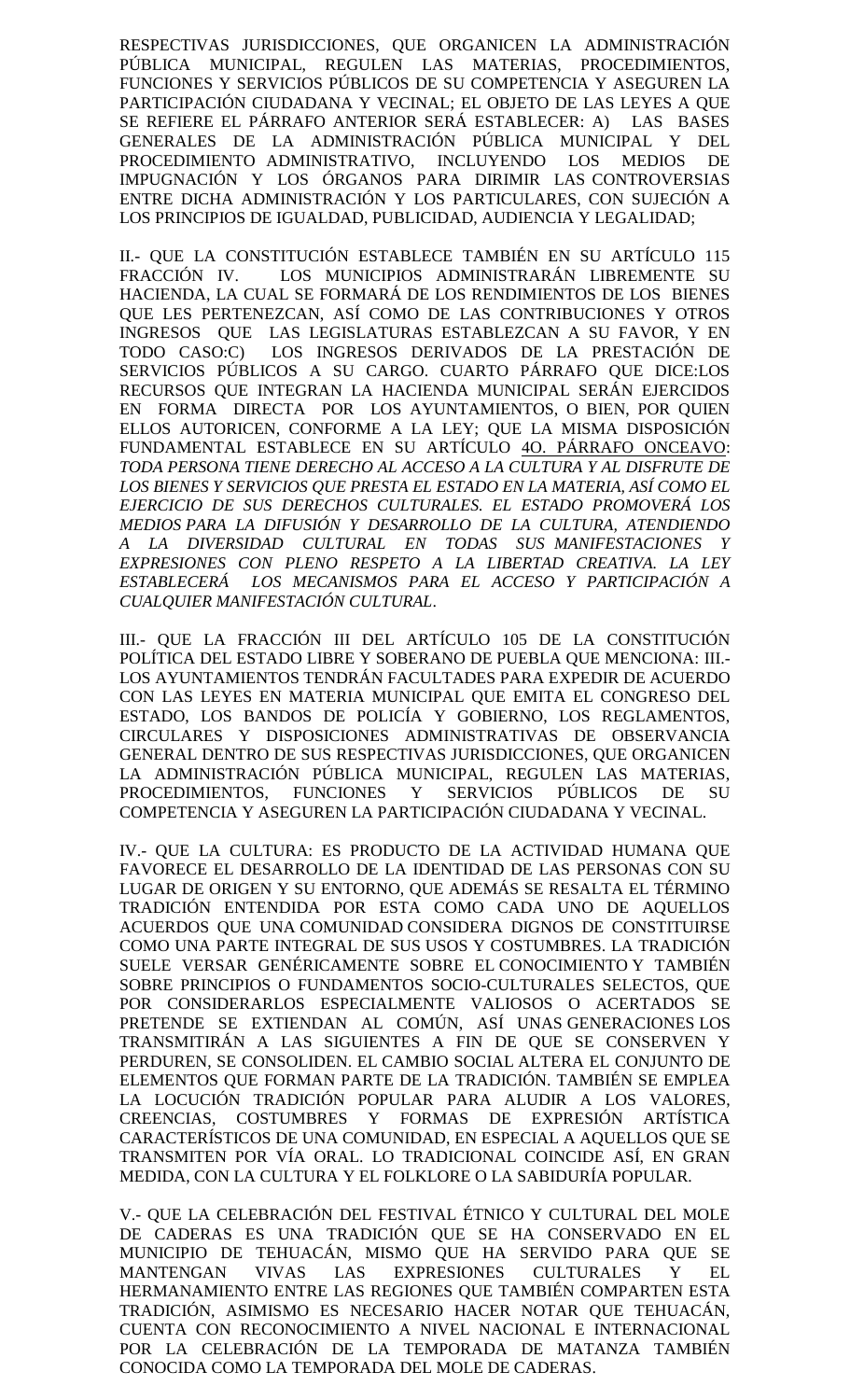RESPECTIVAS JURISDICCIONES, QUE ORGANICEN LA ADMINISTRACIÓN PÚBLICA MUNICIPAL, REGULEN LAS MATERIAS, PROCEDIMIENTOS, FUNCIONES Y SERVICIOS PÚBLICOS DE SU COMPETENCIA Y ASEGUREN LA PARTICIPACIÓN CIUDADANA Y VECINAL; EL OBJETO DE LAS LEYES A QUE SE REFIERE EL PÁRRAFO ANTERIOR SERÁ ESTABLECER: A) LAS BASES GENERALES DE LA ADMINISTRACIÓN PÚBLICA MUNICIPAL Y DEL PROCEDIMIENTO ADMINISTRATIVO, INCLUYENDO LOS MEDIOS DE IMPUGNACIÓN Y LOS ÓRGANOS PARA DIRIMIR LAS CONTROVERSIAS ENTRE DICHA ADMINISTRACIÓN Y LOS PARTICULARES, CON SUJECIÓN A LOS PRINCIPIOS DE IGUALDAD, PUBLICIDAD, AUDIENCIA Y LEGALIDAD;

II.- QUE LA CONSTITUCIÓN ESTABLECE TAMBIÉN EN SU ARTÍCULO 115 FRACCIÓN IV. LOS MUNICIPIOS ADMINISTRARÁN LIBREMENTE SU HACIENDA, LA CUAL SE FORMARÁ DE LOS RENDIMIENTOS DE LOS BIENES QUE LES PERTENEZCAN, ASÍ COMO DE LAS CONTRIBUCIONES Y OTROS INGRESOS QUE LAS LEGISLATURAS ESTABLEZCAN A SU FAVOR, Y EN TODO CASO:C) LOS INGRESOS DERIVADOS DE LA PRESTACIÓN DE SERVICIOS PÚBLICOS A SU CARGO. CUARTO PÁRRAFO QUE DICE:LOS RECURSOS QUE INTEGRAN LA HACIENDA MUNICIPAL SERÁN EJERCIDOS EN FORMA DIRECTA POR LOS AYUNTAMIENTOS, O BIEN, POR QUIEN ELLOS AUTORICEN, CONFORME A LA LEY; QUE LA MISMA DISPOSICIÓN FUNDAMENTAL ESTABLECE EN SU ARTÍCULO 4O. PÁRRAFO ONCEAVO: *TODA PERSONA TIENE DERECHO AL ACCESO A LA CULTURA Y AL DISFRUTE DE LOS BIENES Y SERVICIOS QUE PRESTA EL ESTADO EN LA MATERIA, ASÍ COMO EL EJERCICIO DE SUS DERECHOS CULTURALES. EL ESTADO PROMOVERÁ LOS MEDIOS PARA LA DIFUSIÓN Y DESARROLLO DE LA CULTURA, ATENDIENDO A LA DIVERSIDAD CULTURAL EN TODAS SUS MANIFESTACIONES Y EXPRESIONES CON PLENO RESPETO A LA LIBERTAD CREATIVA. LA LEY ESTABLECERÁ LOS MECANISMOS PARA EL ACCESO Y PARTICIPACIÓN A CUALQUIER MANIFESTACIÓN CULTURAL*.

III.- QUE LA FRACCIÓN III DEL ARTÍCULO 105 DE LA CONSTITUCIÓN POLÍTICA DEL ESTADO LIBRE Y SOBERANO DE PUEBLA QUE MENCIONA: III.- LOS AYUNTAMIENTOS TENDRÁN FACULTADES PARA EXPEDIR DE ACUERDO CON LAS LEYES EN MATERIA MUNICIPAL QUE EMITA EL CONGRESO DEL ESTADO, LOS BANDOS DE POLICÍA Y GOBIERNO, LOS REGLAMENTOS, CIRCULARES Y DISPOSICIONES ADMINISTRATIVAS DE OBSERVANCIA GENERAL DENTRO DE SUS RESPECTIVAS JURISDICCIONES, QUE ORGANICEN LA ADMINISTRACIÓN PÚBLICA MUNICIPAL, REGULEN LAS MATERIAS, PROCEDIMIENTOS, FUNCIONES Y SERVICIOS PÚBLICOS DE SU COMPETENCIA Y ASEGUREN LA PARTICIPACIÓN CIUDADANA Y VECINAL.

IV.- QUE LA CULTURA: ES PRODUCTO DE LA ACTIVIDAD HUMANA QUE FAVORECE EL DESARROLLO DE LA IDENTIDAD DE LAS PERSONAS CON SU LUGAR DE ORIGEN Y SU ENTORNO, QUE ADEMÁS SE RESALTA EL TÉRMINO TRADICIÓN ENTENDIDA POR ESTA COMO CADA UNO DE AQUELLOS ACUERDOS QUE UNA COMUNIDAD CONSIDERA DIGNOS DE CONSTITUIRSE COMO UNA PARTE INTEGRAL DE SUS USOS Y COSTUMBRES. LA TRADICIÓN SUELE VERSAR GENÉRICAMENTE SOBRE EL CONOCIMIENTO Y TAMBIÉN SOBRE PRINCIPIOS O FUNDAMENTOS SOCIO-CULTURALES SELECTOS, QUE POR CONSIDERARLOS ESPECIALMENTE VALIOSOS O ACERTADOS SE PRETENDE SE EXTIENDAN AL COMÚN, ASÍ UNAS GENERACIONES LOS TRANSMITIRÁN A LAS SIGUIENTES A FIN DE QUE SE CONSERVEN Y PERDUREN, SE CONSOLIDEN. EL CAMBIO SOCIAL ALTERA EL CONJUNTO DE ELEMENTOS QUE FORMAN PARTE DE LA TRADICIÓN. TAMBIÉN SE EMPLEA LA LOCUCIÓN TRADICIÓN POPULAR PARA ALUDIR A LOS VALORES, CREENCIAS, COSTUMBRES Y FORMAS DE EXPRESIÓN ARTÍSTICA CARACTERÍSTICOS DE UNA COMUNIDAD, EN ESPECIAL A AQUELLOS QUE SE TRANSMITEN POR VÍA ORAL. LO TRADICIONAL COINCIDE ASÍ, EN GRAN MEDIDA, CON LA CULTURA Y EL FOLKLORE O LA SABIDURÍA POPULAR.

V.- QUE LA CELEBRACIÓN DEL FESTIVAL ÉTNICO Y CULTURAL DEL MOLE DE CADERAS ES UNA TRADICIÓN QUE SE HA CONSERVADO EN EL MUNICIPIO DE TEHUACÁN, MISMO QUE HA SERVIDO PARA QUE SE MANTENGAN VIVAS LAS EXPRESIONES CULTURALES Y EL HERMANAMIENTO ENTRE LAS REGIONES QUE TAMBIÉN COMPARTEN ESTA TRADICIÓN, ASIMISMO ES NECESARIO HACER NOTAR QUE TEHUACÁN, CUENTA CON RECONOCIMIENTO A NIVEL NACIONAL E INTERNACIONAL POR LA CELEBRACIÓN DE LA TEMPORADA DE MATANZA TAMBIÉN CONOCIDA COMO LA TEMPORADA DEL MOLE DE CADERAS.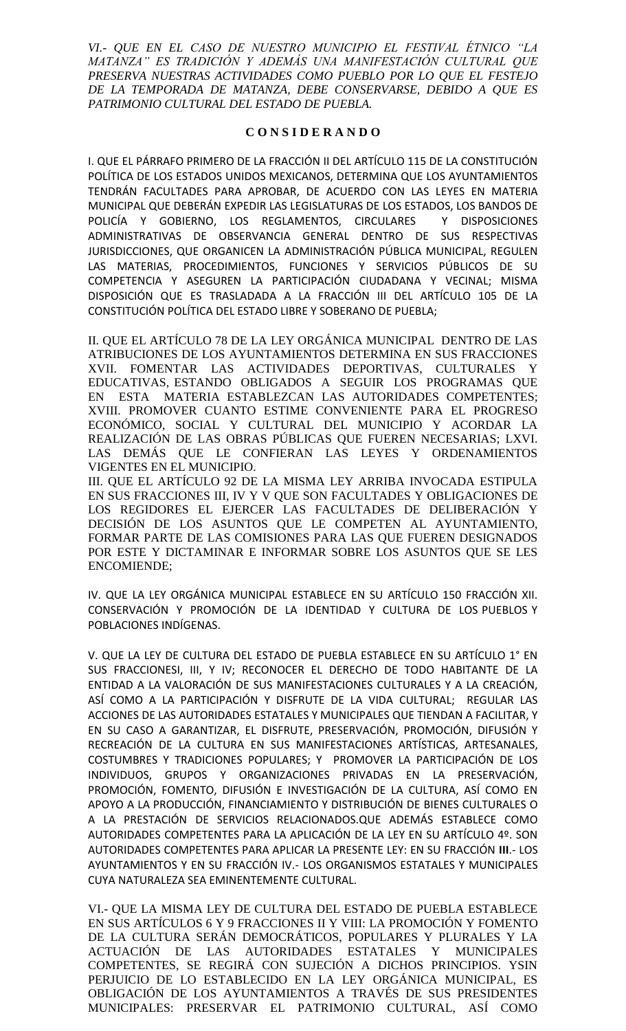*VI.- QUE EN EL CASO DE NUESTRO MUNICIPIO EL FESTIVAL ÉTNICO "LA MATANZA" ES TRADICIÓN Y ADEMÁS UNA MANIFESTACIÓN CULTURAL QUE PRESERVA NUESTRAS ACTIVIDADES COMO PUEBLO POR LO QUE EL FESTEJO DE LA TEMPORADA DE MATANZA, DEBE CONSERVARSE, DEBIDO A QUE ES PATRIMONIO CULTURAL DEL ESTADO DE PUEBLA.*

**C O N S I D E R A N D O**

I. QUE EL PÁRRAFO PRIMERO DE LA FRACCIÓN II DEL ARTÍCULO 115 DE LA CONSTITUCIÓN POLÍTICA DE LOS ESTADOS UNIDOS MEXICANOS, DETERMINA QUE LOS AYUNTAMIENTOS TENDRÁN FACULTADES PARA APROBAR, DE ACUERDO CON LAS LEYES EN MATERIA MUNICIPAL QUE DEBERÁN EXPEDIR LAS LEGISLATURAS DE LOS ESTADOS, LOS BANDOS DE POLICÍA Y GOBIERNO, LOS REGLAMENTOS, CIRCULARES Y DISPOSICIONES ADMINISTRATIVAS DE OBSERVANCIA GENERAL DENTRO DE SUS RESPECTIVAS JURISDICCIONES, QUE ORGANICEN LA ADMINISTRACIÓN PÚBLICA MUNICIPAL, REGULEN LAS MATERIAS, PROCEDIMIENTOS, FUNCIONES Y SERVICIOS PÚBLICOS DE SU COMPETENCIA Y ASEGUREN LA PARTICIPACIÓN CIUDADANA Y VECINAL; MISMA DISPOSICIÓN QUE ES TRASLADADA A LA FRACCIÓN III DEL ARTÍCULO 105 DE LA CONSTITUCIÓN POLÍTICA DEL ESTADO LIBRE Y SOBERANO DE PUEBLA;

II. QUE EL ARTÍCULO 78 DE LA LEY ORGÁNICA MUNICIPAL DENTRO DE LAS ATRIBUCIONES DE LOS AYUNTAMIENTOS DETERMINA EN SUS FRACCIONES XVII. FOMENTAR LAS ACTIVIDADES DEPORTIVAS, CULTURALES Y EDUCATIVAS, ESTANDO OBLIGADOS A SEGUIR LOS PROGRAMAS QUE EN ESTA MATERIA ESTABLEZCAN LAS AUTORIDADES COMPETENTES; XVIII. PROMOVER CUANTO ESTIME CONVENIENTE PARA EL PROGRESO ECONÓMICO, SOCIAL Y CULTURAL DEL MUNICIPIO Y ACORDAR LA REALIZACIÓN DE LAS OBRAS PÚBLICAS QUE FUEREN NECESARIAS; LXVI. LAS DEMÁS QUE LE CONFIERAN LAS LEYES Y ORDENAMIENTOS VIGENTES EN EL MUNICIPIO.

III. QUE EL ARTÍCULO 92 DE LA MISMA LEY ARRIBA INVOCADA ESTIPULA EN SUS FRACCIONES III, IV Y V QUE SON FACULTADES Y OBLIGACIONES DE LOS REGIDORES EL EJERCER LAS FACULTADES DE DELIBERACIÓN Y DECISIÓN DE LOS ASUNTOS QUE LE COMPETEN AL AYUNTAMIENTO, FORMAR PARTE DE LAS COMISIONES PARA LAS QUE FUEREN DESIGNADOS POR ESTE Y DICTAMINAR E INFORMAR SOBRE LOS ASUNTOS QUE SE LES ENCOMIENDE;

IV. QUE LA LEY ORGÁNICA MUNICIPAL ESTABLECE EN SU ARTÍCULO 150 FRACCIÓN XII. CONSERVACIÓN Y PROMOCIÓN DE LA IDENTIDAD Y CULTURA DE LOS PUEBLOS Y POBLACIONES INDÍGENAS.

V. QUE LA LEY DE CULTURA DEL ESTADO DE PUEBLA ESTABLECE EN SU ARTÍCULO 1° EN SUS FRACCIONESI, III, Y IV; RECONOCER EL DERECHO DE TODO HABITANTE DE LA ENTIDAD A LA VALORACIÓN DE SUS MANIFESTACIONES CULTURALES Y A LA CREACIÓN, ASÍ COMO A LA PARTICIPACIÓN Y DISFRUTE DE LA VIDA CULTURAL; REGULAR LAS ACCIONES DE LAS AUTORIDADES ESTATALES Y MUNICIPALES QUE TIENDAN A FACILITAR, Y EN SU CASO A GARANTIZAR, EL DISFRUTE, PRESERVACIÓN, PROMOCIÓN, DIFUSIÓN Y RECREACIÓN DE LA CULTURA EN SUS MANIFESTACIONES ARTÍSTICAS, ARTESANALES, COSTUMBRES Y TRADICIONES POPULARES; Y PROMOVER LA PARTICIPACIÓN DE LOS INDIVIDUOS, GRUPOS Y ORGANIZACIONES PRIVADAS EN LA PRESERVACIÓN, PROMOCIÓN, FOMENTO, DIFUSIÓN E INVESTIGACIÓN DE LA CULTURA, ASÍ COMO EN APOYO A LA PRODUCCIÓN, FINANCIAMIENTO Y DISTRIBUCIÓN DE BIENES CULTURALES O A LA PRESTACIÓN DE SERVICIOS RELACIONADOS.QUE ADEMÁS ESTABLECE COMO AUTORIDADES COMPETENTES PARA LA APLICACIÓN DE LA LEY EN SU ARTÍCULO 4º. SON AUTORIDADES COMPETENTES PARA APLICAR LA PRESENTE LEY: EN SU FRACCIÓN **III**.- LOS AYUNTAMIENTOS Y EN SU FRACCIÓN IV.- LOS ORGANISMOS ESTATALES Y MUNICIPALES CUYA NATURALEZA SEA EMINENTEMENTE CULTURAL.

VI.- QUE LA MISMA LEY DE CULTURA DEL ESTADO DE PUEBLA ESTABLECE EN SUS ARTÍCULOS 6 Y 9 FRACCIONES II Y VIII: LA PROMOCIÓN Y FOMENTO DE LA CULTURA SERÁN DEMOCRÁTICOS, POPULARES Y PLURALES Y LA ACTUACIÓN DE LAS AUTORIDADES ESTATALES Y MUNICIPALES COMPETENTES, SE REGIRÁ CON SUJECIÓN A DICHOS PRINCIPIOS. YSIN PERJUICIO DE LO ESTABLECIDO EN LA LEY ORGÁNICA MUNICIPAL, ES OBLIGACIÓN DE LOS AYUNTAMIENTOS A TRAVÉS DE SUS PRESIDENTES MUNICIPALES: PRESERVAR EL PATRIMONIO CULTURAL, ASÍ COMO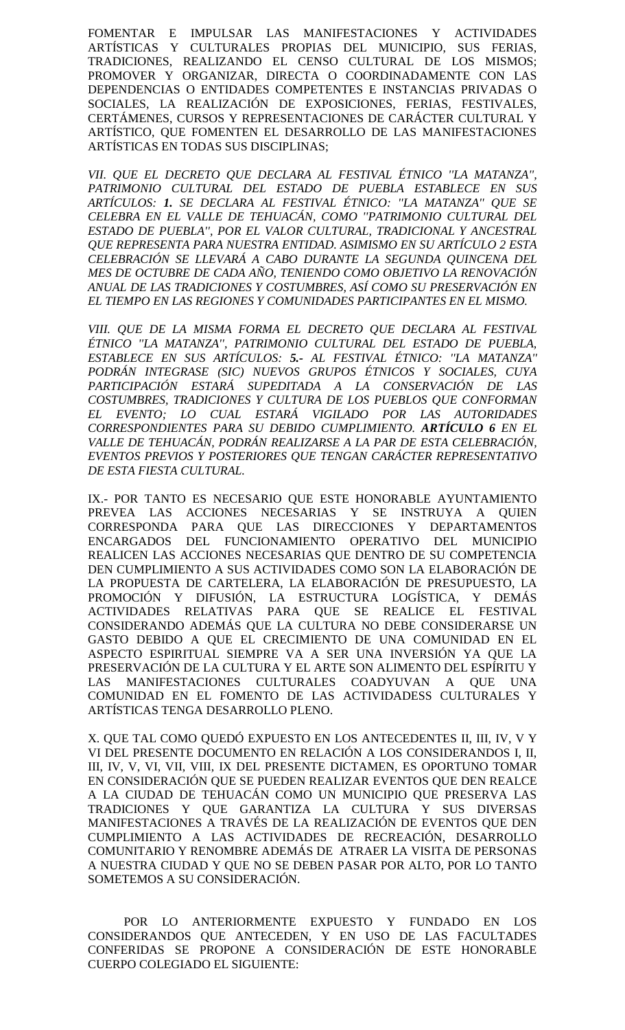FOMENTAR E IMPULSAR LAS MANIFESTACIONES Y ACTIVIDADES ARTÍSTICAS Y CULTURALES PROPIAS DEL MUNICIPIO, SUS FERIAS, TRADICIONES, REALIZANDO EL CENSO CULTURAL DE LOS MISMOS; PROMOVER Y ORGANIZAR, DIRECTA O COORDINADAMENTE CON LAS DEPENDENCIAS O ENTIDADES COMPETENTES E INSTANCIAS PRIVADAS O SOCIALES, LA REALIZACIÓN DE EXPOSICIONES, FERIAS, FESTIVALES, CERTÁMENES, CURSOS Y REPRESENTACIONES DE CARÁCTER CULTURAL Y ARTÍSTICO, QUE FOMENTEN EL DESARROLLO DE LAS MANIFESTACIONES ARTÍSTICAS EN TODAS SUS DISCIPLINAS;

*VII. QUE EL DECRETO QUE DECLARA AL FESTIVAL ÉTNICO "LA MATANZA", PATRIMONIO CULTURAL DEL ESTADO DE PUEBLA ESTABLECE EN SUS ARTÍCULOS: **1.** SE DECLARA AL FESTIVAL ÉTNICO: "LA MATANZA" QUE SE CELEBRA EN EL VALLE DE TEHUACÁN, COMO "PATRIMONIO CULTURAL DEL ESTADO DE PUEBLA", POR EL VALOR CULTURAL, TRADICIONAL Y ANCESTRAL QUE REPRESENTA PARA NUESTRA ENTIDAD. ASIMISMO EN SU ARTÍCULO 2 ESTA CELEBRACIÓN SE LLEVARÁ A CABO DURANTE LA SEGUNDA QUINCENA DEL MES DE OCTUBRE DE CADA AÑO, TENIENDO COMO OBJETIVO LA RENOVACIÓN ANUAL DE LAS TRADICIONES Y COSTUMBRES, ASÍ COMO SU PRESERVACIÓN EN EL TIEMPO EN LAS REGIONES Y COMUNIDADES PARTICIPANTES EN EL MISMO.*

*VIII. QUE DE LA MISMA FORMA EL DECRETO QUE DECLARA AL FESTIVAL ÉTNICO "LA MATANZA", PATRIMONIO CULTURAL DEL ESTADO DE PUEBLA, ESTABLECE EN SUS ARTÍCULOS: **5.-** AL FESTIVAL ÉTNICO: "LA MATANZA" PODRÁN INTEGRASE (SIC) NUEVOS GRUPOS ÉTNICOS Y SOCIALES, CUYA PARTICIPACIÓN ESTARÁ SUPEDITADA A LA CONSERVACIÓN DE LAS COSTUMBRES, TRADICIONES Y CULTURA DE LOS PUEBLOS QUE CONFORMAN EL EVENTO; LO CUAL ESTARÁ VIGILADO POR LAS AUTORIDADES CORRESPONDIENTES PARA SU DEBIDO CUMPLIMIENTO. **ARTÍCULO 6** EN EL VALLE DE TEHUACÁN, PODRÁN REALIZARSE A LA PAR DE ESTA CELEBRACIÓN, EVENTOS PREVIOS Y POSTERIORES QUE TENGAN CARÁCTER REPRESENTATIVO DE ESTA FIESTA CULTURAL.*

IX.- POR TANTO ES NECESARIO QUE ESTE HONORABLE AYUNTAMIENTO PREVEA LAS ACCIONES NECESARIAS Y SE INSTRUYA A QUIEN CORRESPONDA PARA QUE LAS DIRECCIONES Y DEPARTAMENTOS ENCARGADOS DEL FUNCIONAMIENTO OPERATIVO DEL MUNICIPIO REALICEN LAS ACCIONES NECESARIAS QUE DENTRO DE SU COMPETENCIA DEN CUMPLIMIENTO A SUS ACTIVIDADES COMO SON LA ELABORACIÓN DE LA PROPUESTA DE CARTELERA, LA ELABORACIÓN DE PRESUPUESTO, LA PROMOCIÓN Y DIFUSIÓN, LA ESTRUCTURA LOGÍSTICA, Y DEMÁS ACTIVIDADES RELATIVAS PARA QUE SE REALICE EL FESTIVAL CONSIDERANDO ADEMÁS QUE LA CULTURA NO DEBE CONSIDERARSE UN GASTO DEBIDO A QUE EL CRECIMIENTO DE UNA COMUNIDAD EN EL ASPECTO ESPIRITUAL SIEMPRE VA A SER UNA INVERSIÓN YA QUE LA PRESERVACIÓN DE LA CULTURA Y EL ARTE SON ALIMENTO DEL ESPÍRITU Y LAS MANIFESTACIONES CULTURALES COADYUVAN A QUE UNA COMUNIDAD EN EL FOMENTO DE LAS ACTIVIDADESS CULTURALES Y ARTÍSTICAS TENGA DESARROLLO PLENO.

X. QUE TAL COMO QUEDÓ EXPUESTO EN LOS ANTECEDENTES II, III, IV, V Y VI DEL PRESENTE DOCUMENTO EN RELACIÓN A LOS CONSIDERANDOS I, II, III, IV, V, VI, VII, VIII, IX DEL PRESENTE DICTAMEN, ES OPORTUNO TOMAR EN CONSIDERACIÓN QUE SE PUEDEN REALIZAR EVENTOS QUE DEN REALCE A LA CIUDAD DE TEHUACÁN COMO UN MUNICIPIO QUE PRESERVA LAS TRADICIONES Y QUE GARANTIZA LA CULTURA Y SUS DIVERSAS MANIFESTACIONES A TRAVÉS DE LA REALIZACIÓN DE EVENTOS QUE DEN CUMPLIMIENTO A LAS ACTIVIDADES DE RECREACIÓN, DESARROLLO COMUNITARIO Y RENOMBRE ADEMÁS DE ATRAER LA VISITA DE PERSONAS A NUESTRA CIUDAD Y QUE NO SE DEBEN PASAR POR ALTO, POR LO TANTO SOMETEMOS A SU CONSIDERACIÓN.

POR LO ANTERIORMENTE EXPUESTO Y FUNDADO EN LOS CONSIDERANDOS QUE ANTECEDEN, Y EN USO DE LAS FACULTADES CONFERIDAS SE PROPONE A CONSIDERACIÓN DE ESTE HONORABLE CUERPO COLEGIADO EL SIGUIENTE: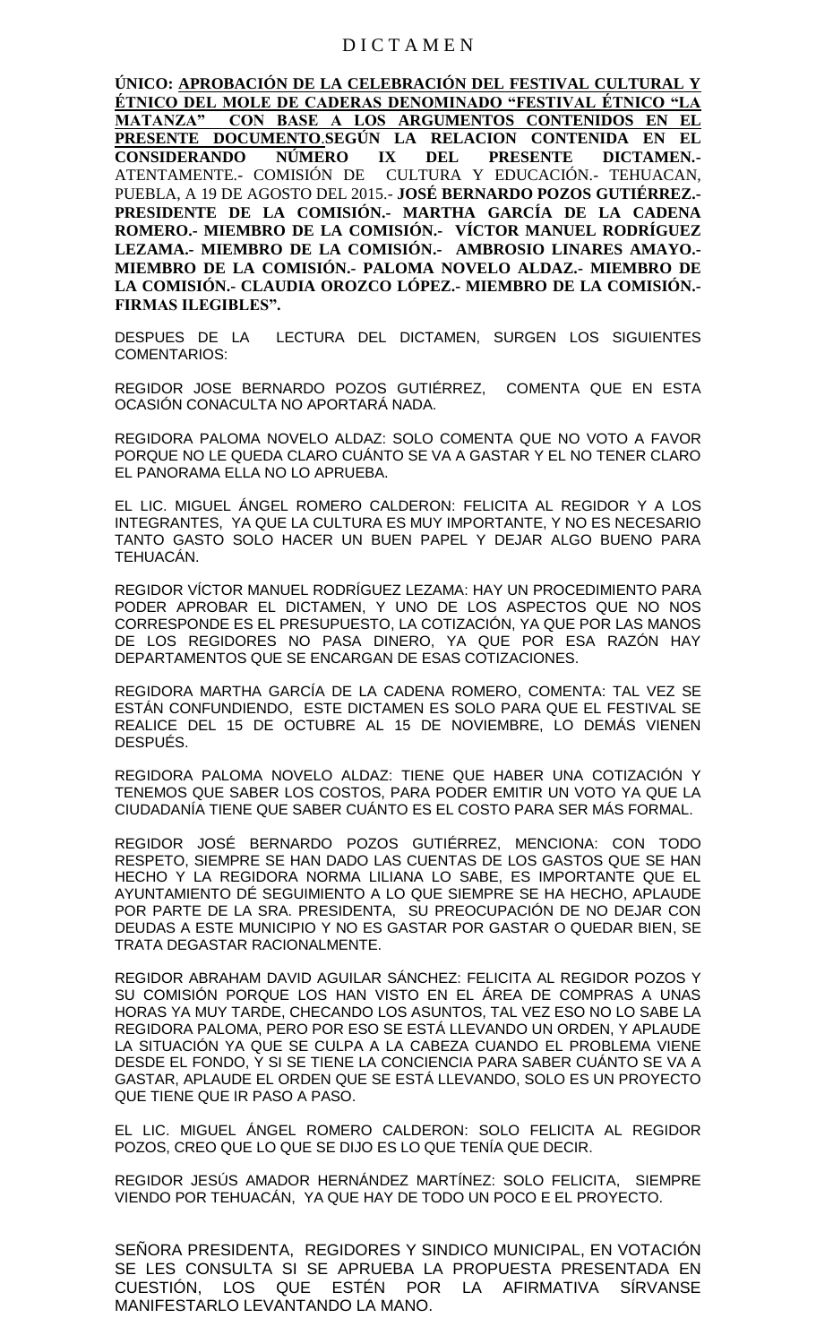D I C T A M E N

**ÚNICO: <u>APROBACIÓN DE LA CELEBRACIÓN DEL FESTIVAL CULTURAL Y ÉTNICO DEL MOLE DE CADERAS DENOMINADO "FESTIVAL ÉTNICO "LA MATANZA" CON BASE A LOS ARGUMENTOS CONTENIDOS EN EL PRESENTE DOCUMENTO</u>.SEGÚN LA RELACION CONTENIDA EN EL CONSIDERANDO NÚMERO IX DEL PRESENTE DICTAMEN.-** ATENTAMENTE.- COMISIÓN DE CULTURA Y EDUCACIÓN.- TEHUACAN, PUEBLA, A 19 DE AGOSTO DEL 2015.- **JOSÉ BERNARDO POZOS GUTIÉRREZ.- PRESIDENTE DE LA COMISIÓN.- MARTHA GARCÍA DE LA CADENA ROMERO.- MIEMBRO DE LA COMISIÓN.- VÍCTOR MANUEL RODRÍGUEZ LEZAMA.- MIEMBRO DE LA COMISIÓN.- AMBROSIO LINARES AMAYO.- MIEMBRO DE LA COMISIÓN.- PALOMA NOVELO ALDAZ.- MIEMBRO DE LA COMISIÓN.- CLAUDIA OROZCO LÓPEZ.- MIEMBRO DE LA COMISIÓN.- FIRMAS ILEGIBLES".**

DESPUES DE LA LECTURA DEL DICTAMEN, SURGEN LOS SIGUIENTES COMENTARIOS:

REGIDOR JOSE BERNARDO POZOS GUTIÉRREZ, COMENTA QUE EN ESTA OCASIÓN CONACULTA NO APORTARÁ NADA.

REGIDORA PALOMA NOVELO ALDAZ: SOLO COMENTA QUE NO VOTO A FAVOR PORQUE NO LE QUEDA CLARO CUÁNTO SE VA A GASTAR Y EL NO TENER CLARO EL PANORAMA ELLA NO LO APRUEBA.

EL LIC. MIGUEL ÁNGEL ROMERO CALDERON: FELICITA AL REGIDOR Y A LOS INTEGRANTES, YA QUE LA CULTURA ES MUY IMPORTANTE, Y NO ES NECESARIO TANTO GASTO SOLO HACER UN BUEN PAPEL Y DEJAR ALGO BUENO PARA TEHUACÁN.

REGIDOR VÍCTOR MANUEL RODRÍGUEZ LEZAMA: HAY UN PROCEDIMIENTO PARA PODER APROBAR EL DICTAMEN, Y UNO DE LOS ASPECTOS QUE NO NOS CORRESPONDE ES EL PRESUPUESTO, LA COTIZACIÓN, YA QUE POR LAS MANOS DE LOS REGIDORES NO PASA DINERO, YA QUE POR ESA RAZÓN HAY DEPARTAMENTOS QUE SE ENCARGAN DE ESAS COTIZACIONES.

REGIDORA MARTHA GARCÍA DE LA CADENA ROMERO, COMENTA: TAL VEZ SE ESTÁN CONFUNDIENDO, ESTE DICTAMEN ES SOLO PARA QUE EL FESTIVAL SE REALICE DEL 15 DE OCTUBRE AL 15 DE NOVIEMBRE, LO DEMÁS VIENEN DESPUÉS.

REGIDORA PALOMA NOVELO ALDAZ: TIENE QUE HABER UNA COTIZACIÓN Y TENEMOS QUE SABER LOS COSTOS, PARA PODER EMITIR UN VOTO YA QUE LA CIUDADANÍA TIENE QUE SABER CUÁNTO ES EL COSTO PARA SER MÁS FORMAL.

REGIDOR JOSÉ BERNARDO POZOS GUTIÉRREZ, MENCIONA: CON TODO RESPETO, SIEMPRE SE HAN DADO LAS CUENTAS DE LOS GASTOS QUE SE HAN HECHO Y LA REGIDORA NORMA LILIANA LO SABE, ES IMPORTANTE QUE EL AYUNTAMIENTO DÉ SEGUIMIENTO A LO QUE SIEMPRE SE HA HECHO, APLAUDE POR PARTE DE LA SRA. PRESIDENTA, SU PREOCUPACIÓN DE NO DEJAR CON DEUDAS A ESTE MUNICIPIO Y NO ES GASTAR POR GASTAR O QUEDAR BIEN, SE TRATA DEGASTAR RACIONALMENTE.

REGIDOR ABRAHAM DAVID AGUILAR SÁNCHEZ: FELICITA AL REGIDOR POZOS Y SU COMISIÓN PORQUE LOS HAN VISTO EN EL ÁREA DE COMPRAS A UNAS HORAS YA MUY TARDE, CHECANDO LOS ASUNTOS, TAL VEZ ESO NO LO SABE LA REGIDORA PALOMA, PERO POR ESO SE ESTÁ LLEVANDO UN ORDEN, Y APLAUDE LA SITUACIÓN YA QUE SE CULPA A LA CABEZA CUANDO EL PROBLEMA VIENE DESDE EL FONDO, Y SI SE TIENE LA CONCIENCIA PARA SABER CUÁNTO SE VA A GASTAR, APLAUDE EL ORDEN QUE SE ESTÁ LLEVANDO, SOLO ES UN PROYECTO QUE TIENE QUE IR PASO A PASO.

EL LIC. MIGUEL ÁNGEL ROMERO CALDERON: SOLO FELICITA AL REGIDOR POZOS, CREO QUE LO QUE SE DIJO ES LO QUE TENÍA QUE DECIR.

REGIDOR JESÚS AMADOR HERNÁNDEZ MARTÍNEZ: SOLO FELICITA, SIEMPRE VIENDO POR TEHUACÁN, YA QUE HAY DE TODO UN POCO E EL PROYECTO.

SEÑORA PRESIDENTA, REGIDORES Y SINDICO MUNICIPAL, EN VOTACIÓN SE LES CONSULTA SI SE APRUEBA LA PROPUESTA PRESENTADA EN CUESTIÓN, LOS QUE ESTÉN POR LA AFIRMATIVA SÍRVANSE MANIFESTARLO LEVANTANDO LA MANO.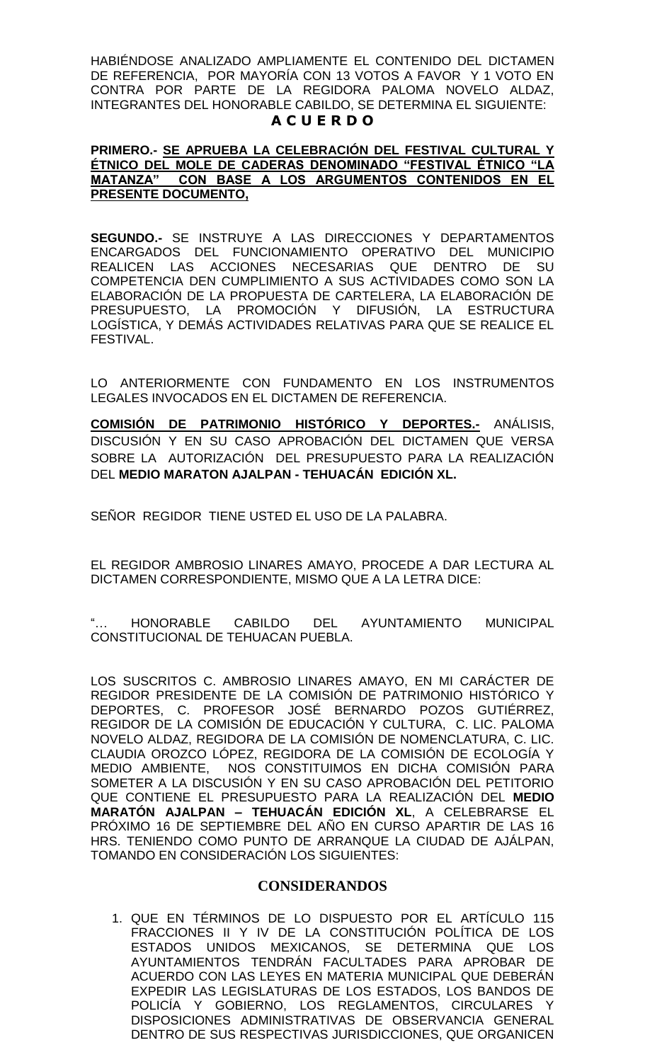HABIÉNDOSE ANALIZADO AMPLIAMENTE EL CONTENIDO DEL DICTAMEN DE REFERENCIA, POR MAYORÍA CON 13 VOTOS A FAVOR Y 1 VOTO EN CONTRA POR PARTE DE LA REGIDORA PALOMA NOVELO ALDAZ, INTEGRANTES DEL HONORABLE CABILDO, SE DETERMINA EL SIGUIENTE:

**A C U E R D O**

**PRIMERO.- SE APRUEBA LA CELEBRACIÓN DEL FESTIVAL CULTURAL Y ÉTNICO DEL MOLE DE CADERAS DENOMINADO "FESTIVAL ÉTNICO "LA MATANZA" CON BASE A LOS ARGUMENTOS CONTENIDOS EN EL PRESENTE DOCUMENTO,**

**SEGUNDO.-** SE INSTRUYE A LAS DIRECCIONES Y DEPARTAMENTOS ENCARGADOS DEL FUNCIONAMIENTO OPERATIVO DEL MUNICIPIO REALICEN LAS ACCIONES NECESARIAS QUE DENTRO DE SU COMPETENCIA DEN CUMPLIMIENTO A SUS ACTIVIDADES COMO SON LA ELABORACIÓN DE LA PROPUESTA DE CARTELERA, LA ELABORACIÓN DE PRESUPUESTO, LA PROMOCIÓN Y DIFUSIÓN, LA ESTRUCTURA LOGÍSTICA, Y DEMÁS ACTIVIDADES RELATIVAS PARA QUE SE REALICE EL FESTIVAL.

LO ANTERIORMENTE CON FUNDAMENTO EN LOS INSTRUMENTOS LEGALES INVOCADOS EN EL DICTAMEN DE REFERENCIA.

**COMISIÓN DE PATRIMONIO HISTÓRICO Y DEPORTES.-** ANÁLISIS, DISCUSIÓN Y EN SU CASO APROBACIÓN DEL DICTAMEN QUE VERSA SOBRE LA AUTORIZACIÓN DEL PRESUPUESTO PARA LA REALIZACIÓN DEL **MEDIO MARATON AJALPAN - TEHUACÁN EDICIÓN XL.**

SEÑOR REGIDOR TIENE USTED EL USO DE LA PALABRA.

EL REGIDOR AMBROSIO LINARES AMAYO, PROCEDE A DAR LECTURA AL DICTAMEN CORRESPONDIENTE, MISMO QUE A LA LETRA DICE:

"… HONORABLE CABILDO DEL AYUNTAMIENTO MUNICIPAL CONSTITUCIONAL DE TEHUACAN PUEBLA.

LOS SUSCRITOS C. AMBROSIO LINARES AMAYO, EN MI CARÁCTER DE REGIDOR PRESIDENTE DE LA COMISIÓN DE PATRIMONIO HISTÓRICO Y DEPORTES, C. PROFESOR JOSÉ BERNARDO POZOS GUTIÉRREZ, REGIDOR DE LA COMISIÓN DE EDUCACIÓN Y CULTURA, C. LIC. PALOMA NOVELO ALDAZ, REGIDORA DE LA COMISIÓN DE NOMENCLATURA, C. LIC. CLAUDIA OROZCO LÓPEZ, REGIDORA DE LA COMISIÓN DE ECOLOGÍA Y MEDIO AMBIENTE, NOS CONSTITUIMOS EN DICHA COMISIÓN PARA SOMETER A LA DISCUSIÓN Y EN SU CASO APROBACIÓN DEL PETITORIO QUE CONTIENE EL PRESUPUESTO PARA LA REALIZACIÓN DEL **MEDIO MARATÓN AJALPAN – TEHUACÁN EDICIÓN XL**, A CELEBRARSE EL PRÓXIMO 16 DE SEPTIEMBRE DEL AÑO EN CURSO APARTIR DE LAS 16 HRS. TENIENDO COMO PUNTO DE ARRANQUE LA CIUDAD DE AJÁLPAN, TOMANDO EN CONSIDERACIÓN LOS SIGUIENTES:

**CONSIDERANDOS**

1. QUE EN TÉRMINOS DE LO DISPUESTO POR EL ARTÍCULO 115 FRACCIONES II Y IV DE LA CONSTITUCIÓN POLÍTICA DE LOS ESTADOS UNIDOS MEXICANOS, SE DETERMINA QUE LOS AYUNTAMIENTOS TENDRÁN FACULTADES PARA APROBAR DE ACUERDO CON LAS LEYES EN MATERIA MUNICIPAL QUE DEBERÁN EXPEDIR LAS LEGISLATURAS DE LOS ESTADOS, LOS BANDOS DE POLICÍA Y GOBIERNO, LOS REGLAMENTOS, CIRCULARES Y DISPOSICIONES ADMINISTRATIVAS DE OBSERVANCIA GENERAL DENTRO DE SUS RESPECTIVAS JURISDICCIONES, QUE ORGANICEN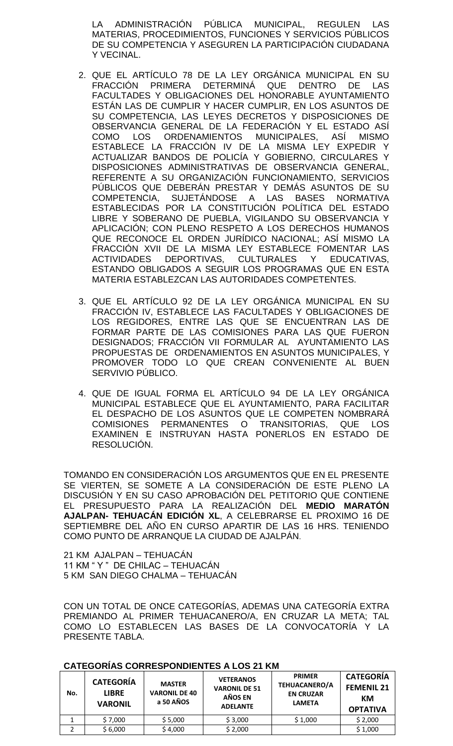LA ADMINISTRACIÓN PÚBLICA MUNICIPAL, REGULEN LAS MATERIAS, PROCEDIMIENTOS, FUNCIONES Y SERVICIOS PÚBLICOS DE SU COMPETENCIA Y ASEGUREN LA PARTICIPACIÓN CIUDADANA Y VECINAL.

2. QUE EL ARTÍCULO 78 DE LA LEY ORGÁNICA MUNICIPAL EN SU FRACCIÓN PRIMERA DETERMINÁ QUE DENTRO DE LAS FACULTADES Y OBLIGACIONES DEL HONORABLE AYUNTAMIENTO ESTÁN LAS DE CUMPLIR Y HACER CUMPLIR, EN LOS ASUNTOS DE SU COMPETENCIA, LAS LEYES DECRETOS Y DISPOSICIONES DE OBSERVANCIA GENERAL DE LA FEDERACIÓN Y EL ESTADO ASÍ COMO LOS ORDENAMIENTOS MUNICIPALES, ASÍ MISMO ESTABLECE LA FRACCIÓN IV DE LA MISMA LEY EXPEDIR Y ACTUALIZAR BANDOS DE POLICÍA Y GOBIERNO, CIRCULARES Y DISPOSICIONES ADMINISTRATIVAS DE OBSERVANCIA GENERAL, REFERENTE A SU ORGANIZACIÓN FUNCIONAMIENTO, SERVICIOS PÚBLICOS QUE DEBERÁN PRESTAR Y DEMÁS ASUNTOS DE SU COMPETENCIA, SUJETÁNDOSE A LAS BASES NORMATIVA ESTABLECIDAS POR LA CONSTITUCIÓN POLÍTICA DEL ESTADO LIBRE Y SOBERANO DE PUEBLA, VIGILANDO SU OBSERVANCIA Y APLICACIÓN; CON PLENO RESPETO A LOS DERECHOS HUMANOS QUE RECONOCE EL ORDEN JURÍDICO NACIONAL; ASÍ MISMO LA FRACCIÓN XVII DE LA MISMA LEY ESTABLECE FOMENTAR LAS ACTIVIDADES DEPORTIVAS, CULTURALES Y EDUCATIVAS, ESTANDO OBLIGADOS A SEGUIR LOS PROGRAMAS QUE EN ESTA MATERIA ESTABLEZCAN LAS AUTORIDADES COMPETENTES.

3. QUE EL ARTÍCULO 92 DE LA LEY ORGÁNICA MUNICIPAL EN SU FRACCIÓN IV, ESTABLECE LAS FACULTADES Y OBLIGACIONES DE LOS REGIDORES, ENTRE LAS QUE SE ENCUENTRAN LAS DE FORMAR PARTE DE LAS COMISIONES PARA LAS QUE FUERON DESIGNADOS; FRACCIÓN VII FORMULAR AL AYUNTAMIENTO LAS PROPUESTAS DE ORDENAMIENTOS EN ASUNTOS MUNICIPALES, Y PROMOVER TODO LO QUE CREAN CONVENIENTE AL BUEN SERVIVIO PÚBLICO.

4. QUE DE IGUAL FORMA EL ARTÍCULO 94 DE LA LEY ORGÁNICA MUNICIPAL ESTABLECE QUE EL AYUNTAMIENTO, PARA FACILITAR EL DESPACHO DE LOS ASUNTOS QUE LE COMPETEN NOMBRARÁ COMISIONES PERMANENTES O TRANSITORIAS, QUE LOS EXAMINEN E INSTRUYAN HASTA PONERLOS EN ESTADO DE RESOLUCIÓN.

TOMANDO EN CONSIDERACIÓN LOS ARGUMENTOS QUE EN EL PRESENTE SE VIERTEN, SE SOMETE A LA CONSIDERACIÓN DE ESTE PLENO LA DISCUSIÓN Y EN SU CASO APROBACIÓN DEL PETITORIO QUE CONTIENE EL PRESUPUESTO PARA LA REALIZACIÓN DEL **MEDIO MARATÓN AJALPAN- TEHUACÁN EDICIÓN XL**, A CELEBRARSE EL PROXIMO 16 DE SEPTIEMBRE DEL AÑO EN CURSO APARTIR DE LAS 16 HRS. TENIENDO COMO PUNTO DE ARRANQUE LA CIUDAD DE AJALPÁN.

21 KM AJALPAN – TEHUACÁN
11 KM " Y " DE CHILAC – TEHUACÁN
5 KM SAN DIEGO CHALMA – TEHUACÁN

CON UN TOTAL DE ONCE CATEGORÍAS, ADEMAS UNA CATEGORÍA EXTRA PREMIANDO AL PRIMER TEHUACANERO/A, EN CRUZAR LA META; TAL COMO LO ESTABLECEN LAS BASES DE LA CONVOCATORÍA Y LA PRESENTE TABLA.

**CATEGORÍAS CORRESPONDIENTES A LOS 21 KM**

| No. | CATEGORÍA LIBRE VARONIL | MASTER VARONIL DE 40 a 50 AÑOS | VETERANOS VARONIL DE 51 AÑOS EN ADELANTE | PRIMER TEHUACANERO/A EN CRUZAR LAMETA | CATEGORÍA FEMENIL 21 KM OPTATIVA |
|---|---|---|---|---|---|
| 1 | $ 7,000 | $ 5,000 | $ 3,000 | $ 1,000 | $ 2,000 |
| 2 | $ 6,000 | $ 4,000 | $ 2,000 | | $ 1,000 |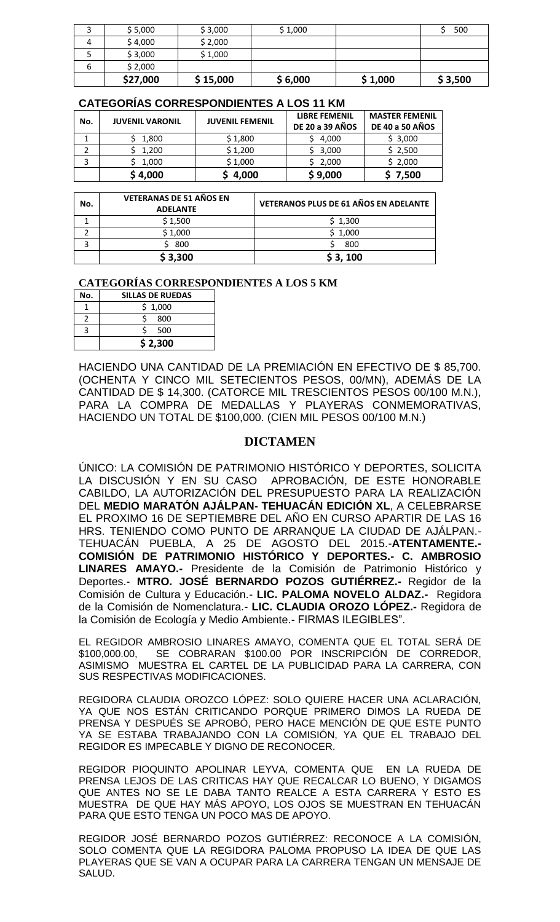| 3 | $ 5,000 | $ 3,000 | $ 1,000 | | $ 500 |
|---|---|---|---|---|---|
| 4 | $ 4,000 | $ 2,000 | | | |
| 5 | $ 3,000 | $ 1,000 | | | |
| 6 | $ 2,000 | | | | |
| | **$27,000** | **$ 15,000** | **$ 6,000** | **$ 1,000** | **$ 3,500** |

**CATEGORÍAS CORRESPONDIENTES A LOS 11 KM**

| No. | JUVENIL VARONIL | JUVENIL FEMENIL | LIBRE FEMENIL DE 20 a 39 AÑOS | MASTER FEMENIL DE 40 a 50 AÑOS |
|---|---|---|---|---|
| 1 | $ 1,800 | $ 1,800 | $ 4,000 | $ 3,000 |
| 2 | $ 1,200 | $ 1,200 | $ 3,000 | $ 2,500 |
| 3 | $ 1,000 | $ 1,000 | $ 2,000 | $ 2,000 |
| | **$ 4,000** | **$ 4,000** | **$ 9,000** | **$ 7,500** |

| No. | VETERANAS DE 51 AÑOS EN ADELANTE | VETERANOS PLUS DE 61 AÑOS EN ADELANTE |
|---|---|---|
| 1 | $ 1,500 | $ 1,300 |
| 2 | $ 1,000 | $ 1,000 |
| 3 | $ 800 | $ 800 |
| | **$ 3,300** | **$ 3, 100** |

**CATEGORÍAS CORRESPONDIENTES A LOS 5 KM**

| No. | SILLAS DE RUEDAS |
|---|---|
| 1 | $ 1,000 |
| 2 | $ 800 |
| 3 | $ 500 |
| | **$ 2,300** |

HACIENDO UNA CANTIDAD DE LA PREMIACIÓN EN EFECTIVO DE $ 85,700. (OCHENTA Y CINCO MIL SETECIENTOS PESOS, 00/MN), ADEMÁS DE LA CANTIDAD DE $ 14,300. (CATORCE MIL TRESCIENTOS PESOS 00/100 M.N.), PARA LA COMPRA DE MEDALLAS Y PLAYERAS CONMEMORATIVAS, HACIENDO UN TOTAL DE $100,000. (CIEN MIL PESOS 00/100 M.N.)

## DICTAMEN

ÚNICO: LA COMISIÓN DE PATRIMONIO HISTÓRICO Y DEPORTES, SOLICITA LA DISCUSIÓN Y EN SU CASO APROBACIÓN, DE ESTE HONORABLE CABILDO, LA AUTORIZACIÓN DEL PRESUPUESTO PARA LA REALIZACIÓN DEL **MEDIO MARATÓN AJÁLPAN- TEHUACÁN EDICIÓN XL**, A CELEBRARSE EL PROXIMO 16 DE SEPTIEMBRE DEL AÑO EN CURSO APARTIR DE LAS 16 HRS. TENIENDO COMO PUNTO DE ARRANQUE LA CIUDAD DE AJÁLPAN.- TEHUACÁN PUEBLA, A 25 DE AGOSTO DEL 2015.-**ATENTAMENTE.- COMISIÓN DE PATRIMONIO HISTÓRICO Y DEPORTES.- C. AMBROSIO LINARES AMAYO.-** Presidente de la Comisión de Patrimonio Histórico y Deportes.- **MTRO. JOSÉ BERNARDO POZOS GUTIÉRREZ.-** Regidor de la Comisión de Cultura y Educación.- **LIC. PALOMA NOVELO ALDAZ.-** Regidora de la Comisión de Nomenclatura.- **LIC. CLAUDIA OROZO LÓPEZ.-** Regidora de la Comisión de Ecología y Medio Ambiente.- FIRMAS ILEGIBLES".

EL REGIDOR AMBROSIO LINARES AMAYO, COMENTA QUE EL TOTAL SERÁ DE $100,000.00, SE COBRARAN $100.00 POR INSCRIPCIÓN DE CORREDOR, ASIMISMO MUESTRA EL CARTEL DE LA PUBLICIDAD PARA LA CARRERA, CON SUS RESPECTIVAS MODIFICACIONES.

REGIDORA CLAUDIA OROZCO LÓPEZ: SOLO QUIERE HACER UNA ACLARACIÓN, YA QUE NOS ESTÁN CRITICANDO PORQUE PRIMERO DIMOS LA RUEDA DE PRENSA Y DESPUÉS SE APROBÓ, PERO HACE MENCIÓN DE QUE ESTE PUNTO YA SE ESTABA TRABAJANDO CON LA COMISIÓN, YA QUE EL TRABAJO DEL REGIDOR ES IMPECABLE Y DIGNO DE RECONOCER.

REGIDOR PIOQUINTO APOLINAR LEYVA, COMENTA QUE EN LA RUEDA DE PRENSA LEJOS DE LAS CRITICAS HAY QUE RECALCAR LO BUENO, Y DIGAMOS QUE ANTES NO SE LE DABA TANTO REALCE A ESTA CARRERA Y ESTO ES MUESTRA DE QUE HAY MÁS APOYO, LOS OJOS SE MUESTRAN EN TEHUACÁN PARA QUE ESTO TENGA UN POCO MAS DE APOYO.

REGIDOR JOSÉ BERNARDO POZOS GUTIÉRREZ: RECONOCE A LA COMISIÓN, SOLO COMENTA QUE LA REGIDORA PALOMA PROPUSO LA IDEA DE QUE LAS PLAYERAS QUE SE VAN A OCUPAR PARA LA CARRERA TENGAN UN MENSAJE DE SALUD.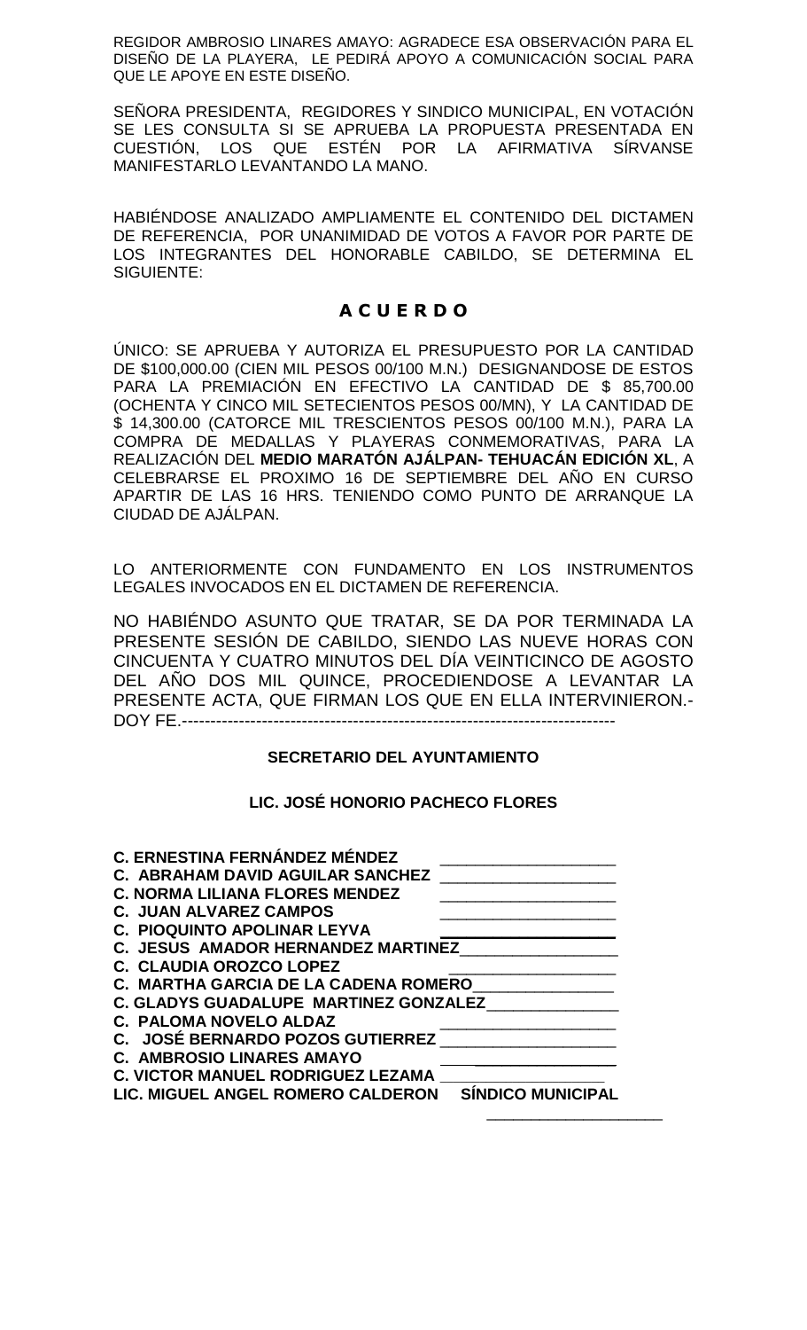REGIDOR AMBROSIO LINARES AMAYO: AGRADECE ESA OBSERVACIÓN PARA EL DISEÑO DE LA PLAYERA, LE PEDIRÁ APOYO A COMUNICACIÓN SOCIAL PARA QUE LE APOYE EN ESTE DISEÑO.

SEÑORA PRESIDENTA, REGIDORES Y SINDICO MUNICIPAL, EN VOTACIÓN SE LES CONSULTA SI SE APRUEBA LA PROPUESTA PRESENTADA EN CUESTIÓN, LOS QUE ESTÉN POR LA AFIRMATIVA SÍRVANSE MANIFESTARLO LEVANTANDO LA MANO.

HABIÉNDOSE ANALIZADO AMPLIAMENTE EL CONTENIDO DEL DICTAMEN DE REFERENCIA, POR UNANIMIDAD DE VOTOS A FAVOR POR PARTE DE LOS INTEGRANTES DEL HONORABLE CABILDO, SE DETERMINA EL SIGUIENTE:

## A C U E R D O

ÚNICO: SE APRUEBA Y AUTORIZA EL PRESUPUESTO POR LA CANTIDAD DE $100,000.00 (CIEN MIL PESOS 00/100 M.N.) DESIGNANDOSE DE ESTOS PARA LA PREMIACIÓN EN EFECTIVO LA CANTIDAD DE $ 85,700.00 (OCHENTA Y CINCO MIL SETECIENTOS PESOS 00/MN), Y LA CANTIDAD DE $ 14,300.00 (CATORCE MIL TRESCIENTOS PESOS 00/100 M.N.), PARA LA COMPRA DE MEDALLAS Y PLAYERAS CONMEMORATIVAS, PARA LA REALIZACIÓN DEL **MEDIO MARATÓN AJÁLPAN- TEHUACÁN EDICIÓN XL**, A CELEBRARSE EL PROXIMO 16 DE SEPTIEMBRE DEL AÑO EN CURSO APARTIR DE LAS 16 HRS. TENIENDO COMO PUNTO DE ARRANQUE LA CIUDAD DE AJÁLPAN.

LO ANTERIORMENTE CON FUNDAMENTO EN LOS INSTRUMENTOS LEGALES INVOCADOS EN EL DICTAMEN DE REFERENCIA.

NO HABIÉNDO ASUNTO QUE TRATAR, SE DA POR TERMINADA LA PRESENTE SESIÓN DE CABILDO, SIENDO LAS NUEVE HORAS CON CINCUENTA Y CUATRO MINUTOS DEL DÍA VEINTICINCO DE AGOSTO DEL AÑO DOS MIL QUINCE, PROCEDIENDOSE A LEVANTAR LA PRESENTE ACTA, QUE FIRMAN LOS QUE EN ELLA INTERVINIERON.- DOY FE.---------------------------------------------------------------------------

**SECRETARIO DEL AYUNTAMIENTO**

**LIC. JOSÉ HONORIO PACHECO FLORES**

**C. ERNESTINA FERNÁNDEZ MÉNDEZ** ____________________
**C. ABRAHAM DAVID AGUILAR SANCHEZ** ____________________
**C. NORMA LILIANA FLORES MENDEZ** ____________________
**C. JUAN ALVAREZ CAMPOS** ____________________
**C. PIOQUINTO APOLINAR LEYVA** ____________________
**C. JESUS AMADOR HERNANDEZ MARTINEZ** ____________________
**C. CLAUDIA OROZCO LOPEZ** ____________________
**C. MARTHA GARCIA DE LA CADENA ROMERO** ____________________
**C. GLADYS GUADALUPE MARTINEZ GONZALEZ** ____________________
**C. PALOMA NOVELO ALDAZ** ____________________
**C. JOSÉ BERNARDO POZOS GUTIERREZ** ____________________
**C. AMBROSIO LINARES AMAYO** ____________________
**C. VICTOR MANUEL RODRIGUEZ LEZAMA** ____________________
**LIC. MIGUEL ANGEL ROMERO CALDERON SÍNDICO MUNICIPAL** ____________________